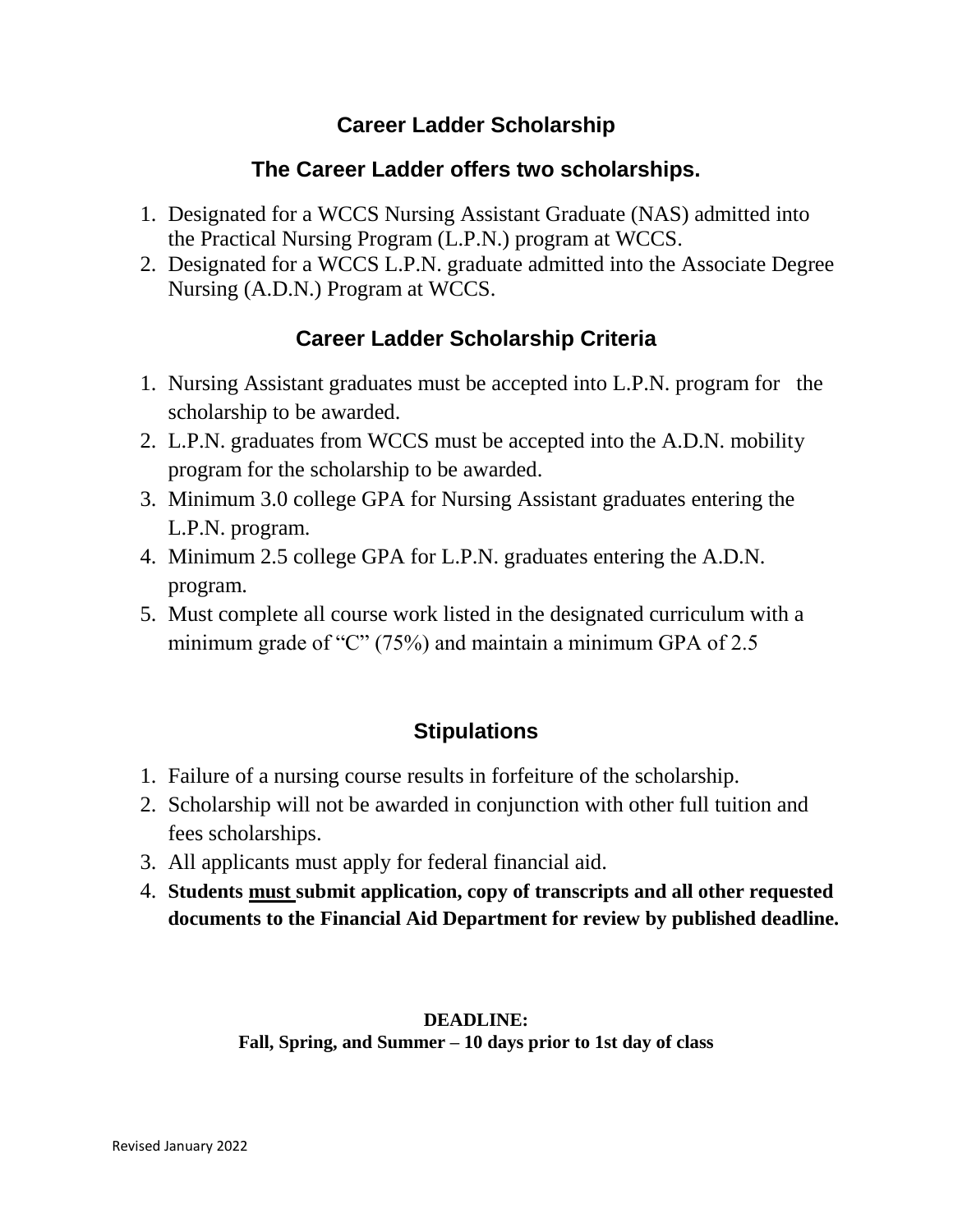# Career Ladder Scholarship

## The Career Ladder offers two scholarships.

1. Designated for a WCCS Nursing Assistant Graduate (NAS) admitted into the Practical Nursing Program (L.P.N.) program at WCCS.
2. Designated for a WCCS L.P.N. graduate admitted into the Associate Degree Nursing (A.D.N.) Program at WCCS.

## Career Ladder Scholarship Criteria

1. Nursing Assistant graduates must be accepted into L.P.N. program for the scholarship to be awarded.
2. L.P.N. graduates from WCCS must be accepted into the A.D.N. mobility program for the scholarship to be awarded.
3. Minimum 3.0 college GPA for Nursing Assistant graduates entering the L.P.N. program.
4. Minimum 2.5 college GPA for L.P.N. graduates entering the A.D.N. program.
5. Must complete all course work listed in the designated curriculum with a minimum grade of "C" (75%) and maintain a minimum GPA of 2.5

## Stipulations

1. Failure of a nursing course results in forfeiture of the scholarship.
2. Scholarship will not be awarded in conjunction with other full tuition and fees scholarships.
3. All applicants must apply for federal financial aid.
4. **Students <u>must</u> submit application, copy of transcripts and all other requested documents to the Financial Aid Department for review by published deadline.**

**DEADLINE:**
**Fall, Spring, and Summer – 10 days prior to 1st day of class**

Revised January 2022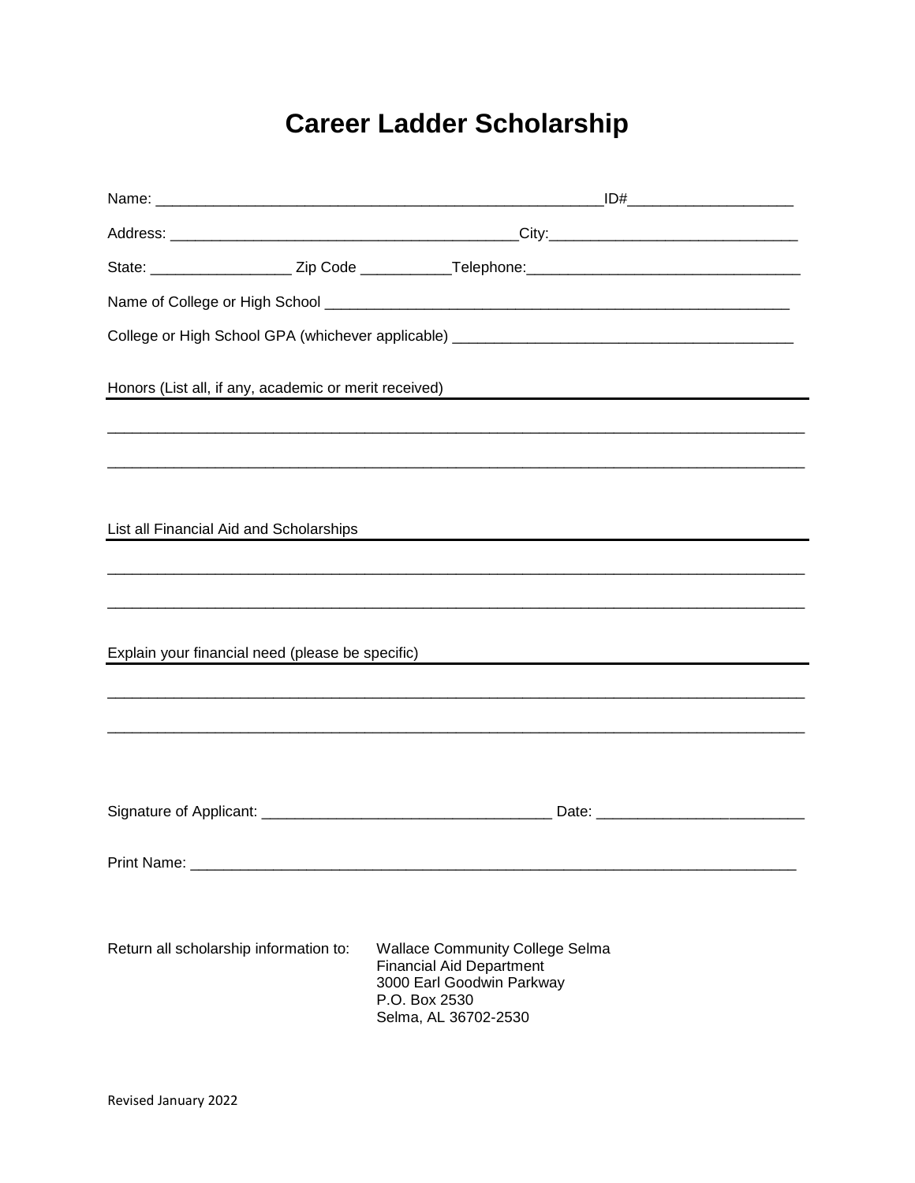# Career Ladder Scholarship

Name: ______________________________________________________ID#___________________

Address: _________________________________________City:_____________________________

State: _________________ Zip Code ___________Telephone:________________________________

Name of College or High School _________________________________________________________

College or High School GPA (whichever applicable) _________________________________________

Honors (List all, if any, academic or merit received)

_____________________________________________________________________________________

_____________________________________________________________________________________

List all Financial Aid and Scholarships

_____________________________________________________________________________________

_____________________________________________________________________________________

Explain your financial need (please be specific)

_____________________________________________________________________________________

_____________________________________________________________________________________

Signature of Applicant: ___________________________________ Date: ________________________

Print Name: _________________________________________________________________________

Return all scholarship information to:

Wallace Community College Selma
Financial Aid Department
3000 Earl Goodwin Parkway
P.O. Box 2530
Selma, AL 36702-2530

Revised January 2022